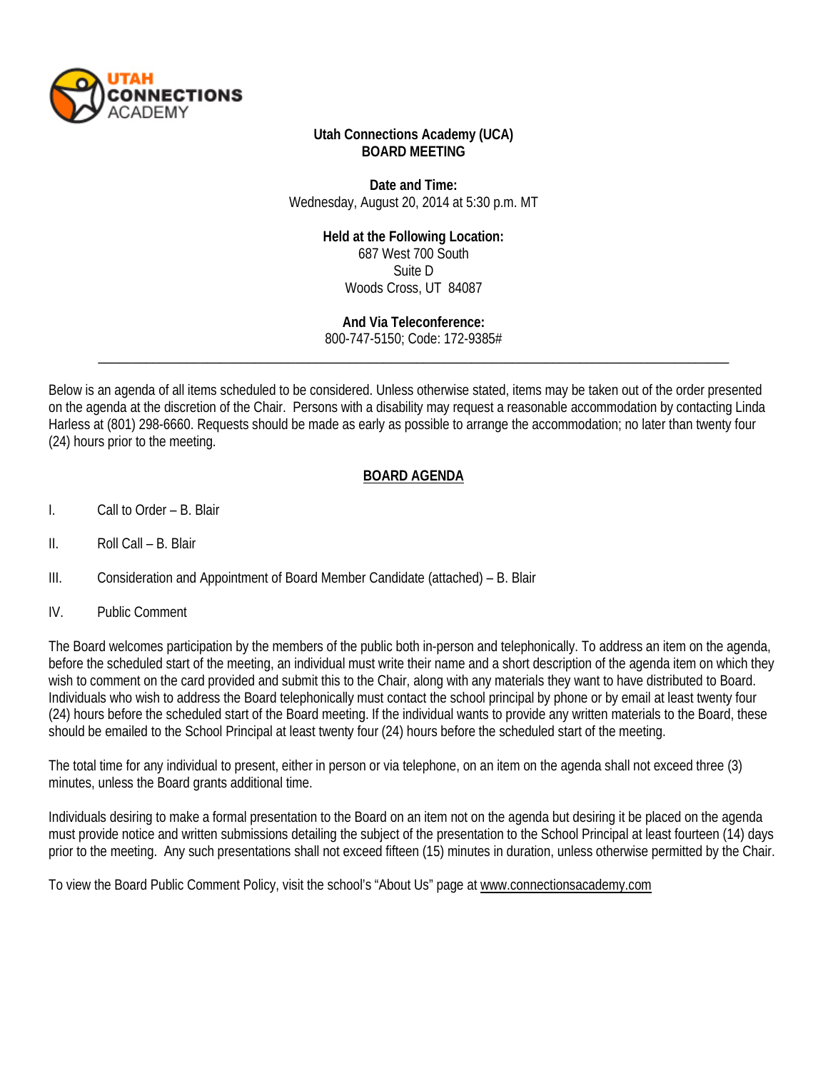**Utah Connections Academy (UCA)**
**BOARD MEETING**

**Date and Time:**
Wednesday, August 20, 2014 at 5:30 p.m. MT

**Held at the Following Location:**
687 West 700 South
Suite D
Woods Cross, UT 84087

**And Via Teleconference:**
800-747-5150; Code: 172-9385#

---

Below is an agenda of all items scheduled to be considered. Unless otherwise stated, items may be taken out of the order presented on the agenda at the discretion of the Chair. Persons with a disability may request a reasonable accommodation by contacting Linda Harless at (801) 298-6660. Requests should be made as early as possible to arrange the accommodation; no later than twenty four (24) hours prior to the meeting.

## BOARD AGENDA

I. Call to Order – B. Blair

II. Roll Call – B. Blair

III. Consideration and Appointment of Board Member Candidate (attached) – B. Blair

IV. Public Comment

The Board welcomes participation by the members of the public both in-person and telephonically. To address an item on the agenda, before the scheduled start of the meeting, an individual must write their name and a short description of the agenda item on which they wish to comment on the card provided and submit this to the Chair, along with any materials they want to have distributed to Board. Individuals who wish to address the Board telephonically must contact the school principal by phone or by email at least twenty four (24) hours before the scheduled start of the Board meeting. If the individual wants to provide any written materials to the Board, these should be emailed to the School Principal at least twenty four (24) hours before the scheduled start of the meeting.

The total time for any individual to present, either in person or via telephone, on an item on the agenda shall not exceed three (3) minutes, unless the Board grants additional time.

Individuals desiring to make a formal presentation to the Board on an item not on the agenda but desiring it be placed on the agenda must provide notice and written submissions detailing the subject of the presentation to the School Principal at least fourteen (14) days prior to the meeting. Any such presentations shall not exceed fifteen (15) minutes in duration, unless otherwise permitted by the Chair.

To view the Board Public Comment Policy, visit the school's "About Us" page at www.connectionsacademy.com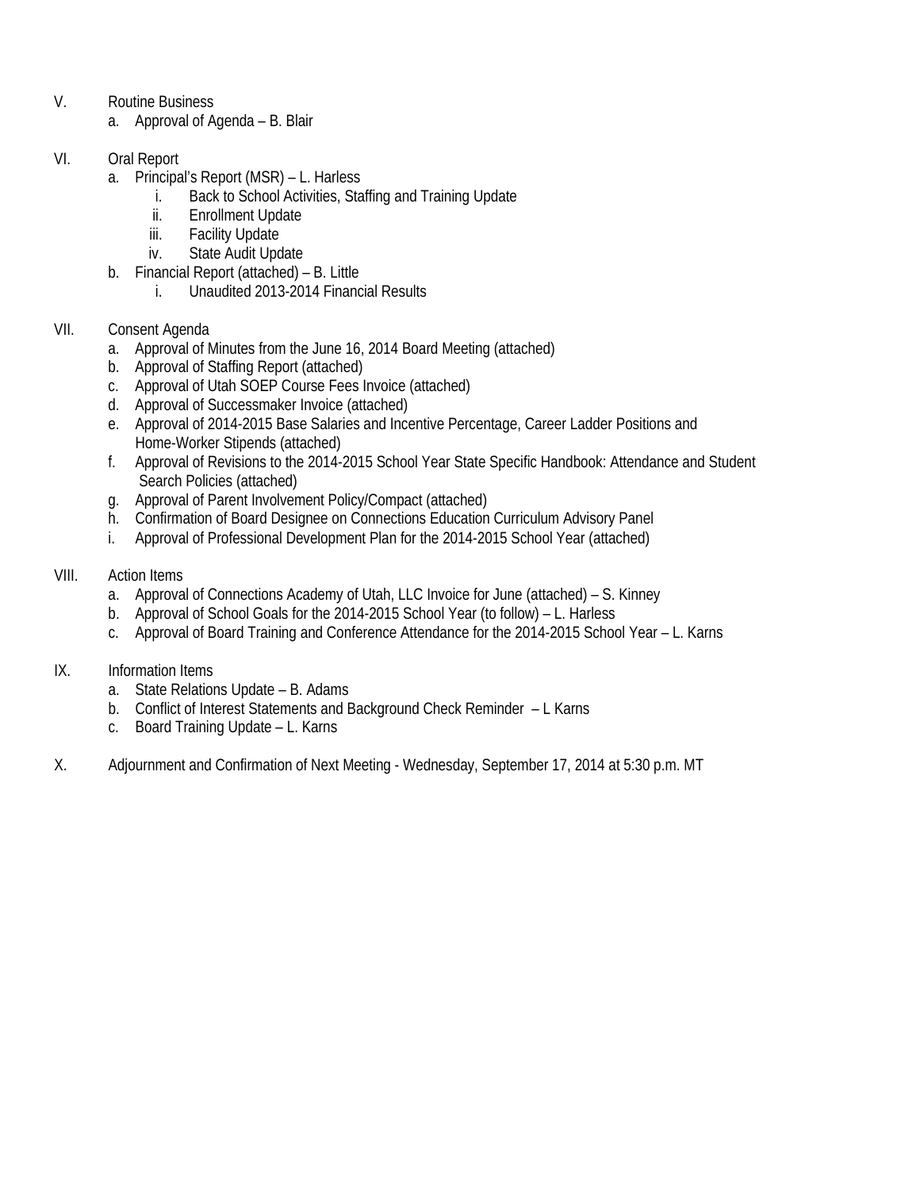V. Routine Business
   a. Approval of Agenda – B. Blair

VI. Oral Report
   a. Principal's Report (MSR) – L. Harless
      i. Back to School Activities, Staffing and Training Update
      ii. Enrollment Update
      iii. Facility Update
      iv. State Audit Update
   b. Financial Report (attached) – B. Little
      i. Unaudited 2013-2014 Financial Results

VII. Consent Agenda
   a. Approval of Minutes from the June 16, 2014 Board Meeting (attached)
   b. Approval of Staffing Report (attached)
   c. Approval of Utah SOEP Course Fees Invoice (attached)
   d. Approval of Successmaker Invoice (attached)
   e. Approval of 2014-2015 Base Salaries and Incentive Percentage, Career Ladder Positions and Home-Worker Stipends (attached)
   f. Approval of Revisions to the 2014-2015 School Year State Specific Handbook: Attendance and Student Search Policies (attached)
   g. Approval of Parent Involvement Policy/Compact (attached)
   h. Confirmation of Board Designee on Connections Education Curriculum Advisory Panel
   i. Approval of Professional Development Plan for the 2014-2015 School Year (attached)

VIII. Action Items
   a. Approval of Connections Academy of Utah, LLC Invoice for June (attached) – S. Kinney
   b. Approval of School Goals for the 2014-2015 School Year (to follow) – L. Harless
   c. Approval of Board Training and Conference Attendance for the 2014-2015 School Year – L. Karns

IX. Information Items
   a. State Relations Update – B. Adams
   b. Conflict of Interest Statements and Background Check Reminder – L Karns
   c. Board Training Update – L. Karns

X. Adjournment and Confirmation of Next Meeting - Wednesday, September 17, 2014 at 5:30 p.m. MT